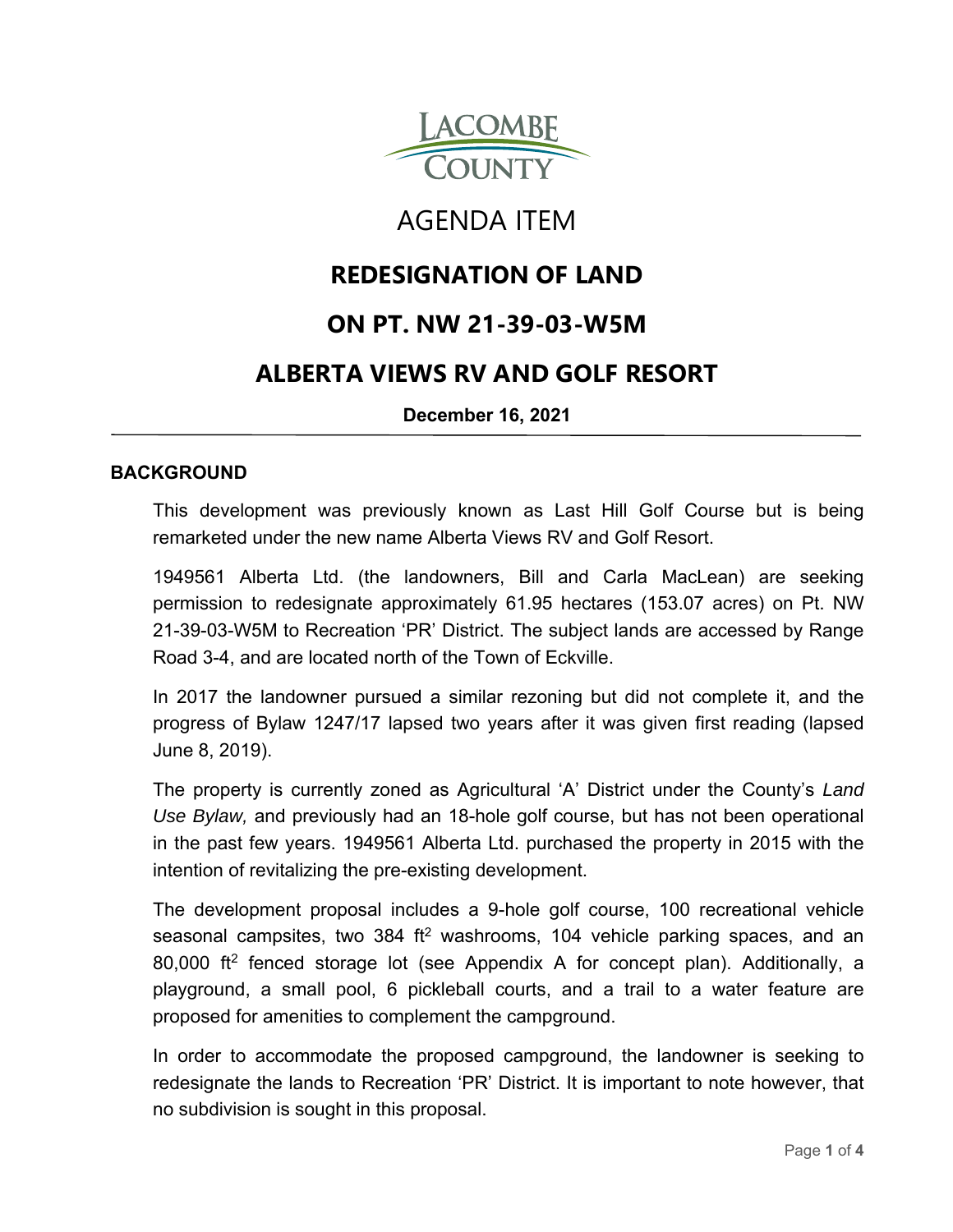LACOMBE COUNTY

# AGENDA ITEM

## REDESIGNATION OF LAND

## ON PT. NW 21-39-03-W5M

## ALBERTA VIEWS RV AND GOLF RESORT

**December 16, 2021**

---

### BACKGROUND

This development was previously known as Last Hill Golf Course but is being remarketed under the new name Alberta Views RV and Golf Resort.

1949561 Alberta Ltd. (the landowners, Bill and Carla MacLean) are seeking permission to redesignate approximately 61.95 hectares (153.07 acres) on Pt. NW 21-39-03-W5M to Recreation 'PR' District. The subject lands are accessed by Range Road 3-4, and are located north of the Town of Eckville.

In 2017 the landowner pursued a similar rezoning but did not complete it, and the progress of Bylaw 1247/17 lapsed two years after it was given first reading (lapsed June 8, 2019).

The property is currently zoned as Agricultural 'A' District under the County's *Land Use Bylaw,* and previously had an 18-hole golf course, but has not been operational in the past few years. 1949561 Alberta Ltd. purchased the property in 2015 with the intention of revitalizing the pre-existing development.

The development proposal includes a 9-hole golf course, 100 recreational vehicle seasonal campsites, two 384 $ft^2$ washrooms, 104 vehicle parking spaces, and an 80,000 $ft^2$ fenced storage lot (see Appendix A for concept plan). Additionally, a playground, a small pool, 6 pickleball courts, and a trail to a water feature are proposed for amenities to complement the campground.

In order to accommodate the proposed campground, the landowner is seeking to redesignate the lands to Recreation 'PR' District. It is important to note however, that no subdivision is sought in this proposal.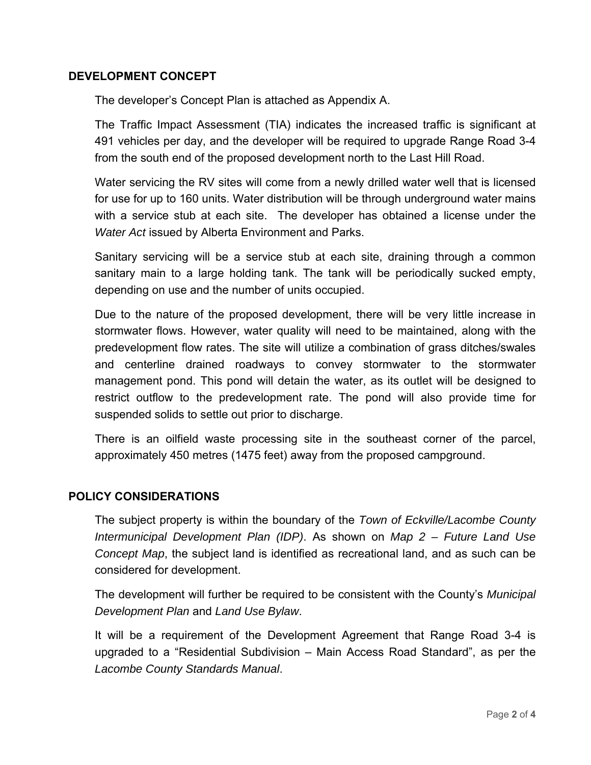## DEVELOPMENT CONCEPT

The developer's Concept Plan is attached as Appendix A.

The Traffic Impact Assessment (TIA) indicates the increased traffic is significant at 491 vehicles per day, and the developer will be required to upgrade Range Road 3-4 from the south end of the proposed development north to the Last Hill Road.

Water servicing the RV sites will come from a newly drilled water well that is licensed for use for up to 160 units. Water distribution will be through underground water mains with a service stub at each site. The developer has obtained a license under the *Water Act* issued by Alberta Environment and Parks.

Sanitary servicing will be a service stub at each site, draining through a common sanitary main to a large holding tank. The tank will be periodically sucked empty, depending on use and the number of units occupied.

Due to the nature of the proposed development, there will be very little increase in stormwater flows. However, water quality will need to be maintained, along with the predevelopment flow rates. The site will utilize a combination of grass ditches/swales and centerline drained roadways to convey stormwater to the stormwater management pond. This pond will detain the water, as its outlet will be designed to restrict outflow to the predevelopment rate. The pond will also provide time for suspended solids to settle out prior to discharge.

There is an oilfield waste processing site in the southeast corner of the parcel, approximately 450 metres (1475 feet) away from the proposed campground.

## POLICY CONSIDERATIONS

The subject property is within the boundary of the *Town of Eckville/Lacombe County Intermunicipal Development Plan (IDP)*. As shown on *Map 2 – Future Land Use Concept Map*, the subject land is identified as recreational land, and as such can be considered for development.

The development will further be required to be consistent with the County's *Municipal Development Plan* and *Land Use Bylaw*.

It will be a requirement of the Development Agreement that Range Road 3-4 is upgraded to a "Residential Subdivision – Main Access Road Standard", as per the *Lacombe County Standards Manual*.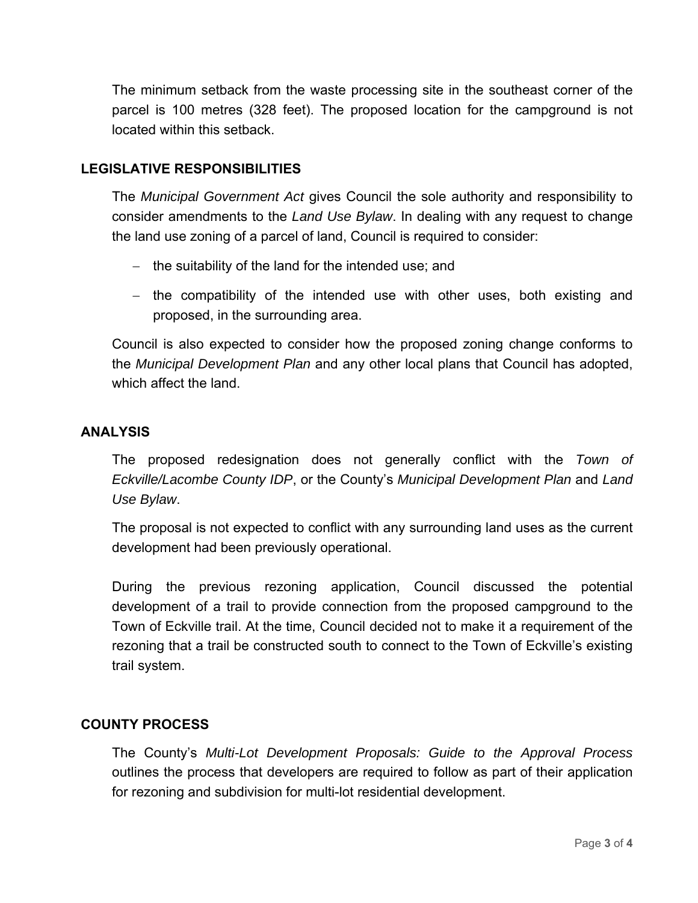The minimum setback from the waste processing site in the southeast corner of the parcel is 100 metres (328 feet). The proposed location for the campground is not located within this setback.

## LEGISLATIVE RESPONSIBILITIES

The *Municipal Government Act* gives Council the sole authority and responsibility to consider amendments to the *Land Use Bylaw*. In dealing with any request to change the land use zoning of a parcel of land, Council is required to consider:

- the suitability of the land for the intended use; and
- the compatibility of the intended use with other uses, both existing and proposed, in the surrounding area.

Council is also expected to consider how the proposed zoning change conforms to the *Municipal Development Plan* and any other local plans that Council has adopted, which affect the land.

## ANALYSIS

The proposed redesignation does not generally conflict with the *Town of Eckville/Lacombe County IDP*, or the County's *Municipal Development Plan* and *Land Use Bylaw*.

The proposal is not expected to conflict with any surrounding land uses as the current development had been previously operational.

During the previous rezoning application, Council discussed the potential development of a trail to provide connection from the proposed campground to the Town of Eckville trail. At the time, Council decided not to make it a requirement of the rezoning that a trail be constructed south to connect to the Town of Eckville's existing trail system.

## COUNTY PROCESS

The County's *Multi-Lot Development Proposals: Guide to the Approval Process* outlines the process that developers are required to follow as part of their application for rezoning and subdivision for multi-lot residential development.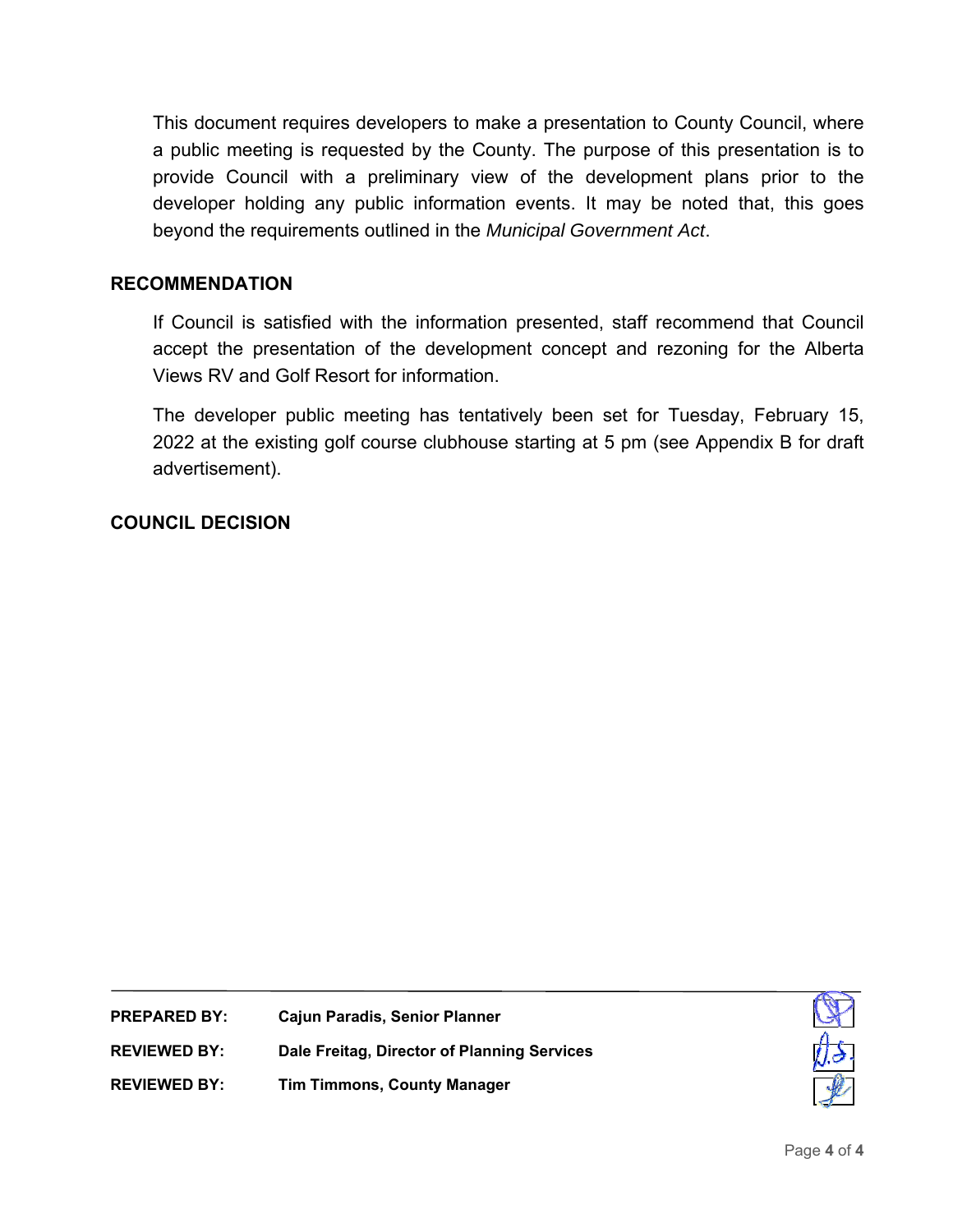This document requires developers to make a presentation to County Council, where a public meeting is requested by the County. The purpose of this presentation is to provide Council with a preliminary view of the development plans prior to the developer holding any public information events. It may be noted that, this goes beyond the requirements outlined in the *Municipal Government Act*.

## RECOMMENDATION

If Council is satisfied with the information presented, staff recommend that Council accept the presentation of the development concept and rezoning for the Alberta Views RV and Golf Resort for information.

The developer public meeting has tentatively been set for Tuesday, February 15, 2022 at the existing golf course clubhouse starting at 5 pm (see Appendix B for draft advertisement).

## COUNCIL DECISION

---

**PREPARED BY:** **Cajun Paradis, Senior Planner**

**REVIEWED BY:** **Dale Freitag, Director of Planning Services**

**REVIEWED BY:** **Tim Timmons, County Manager**